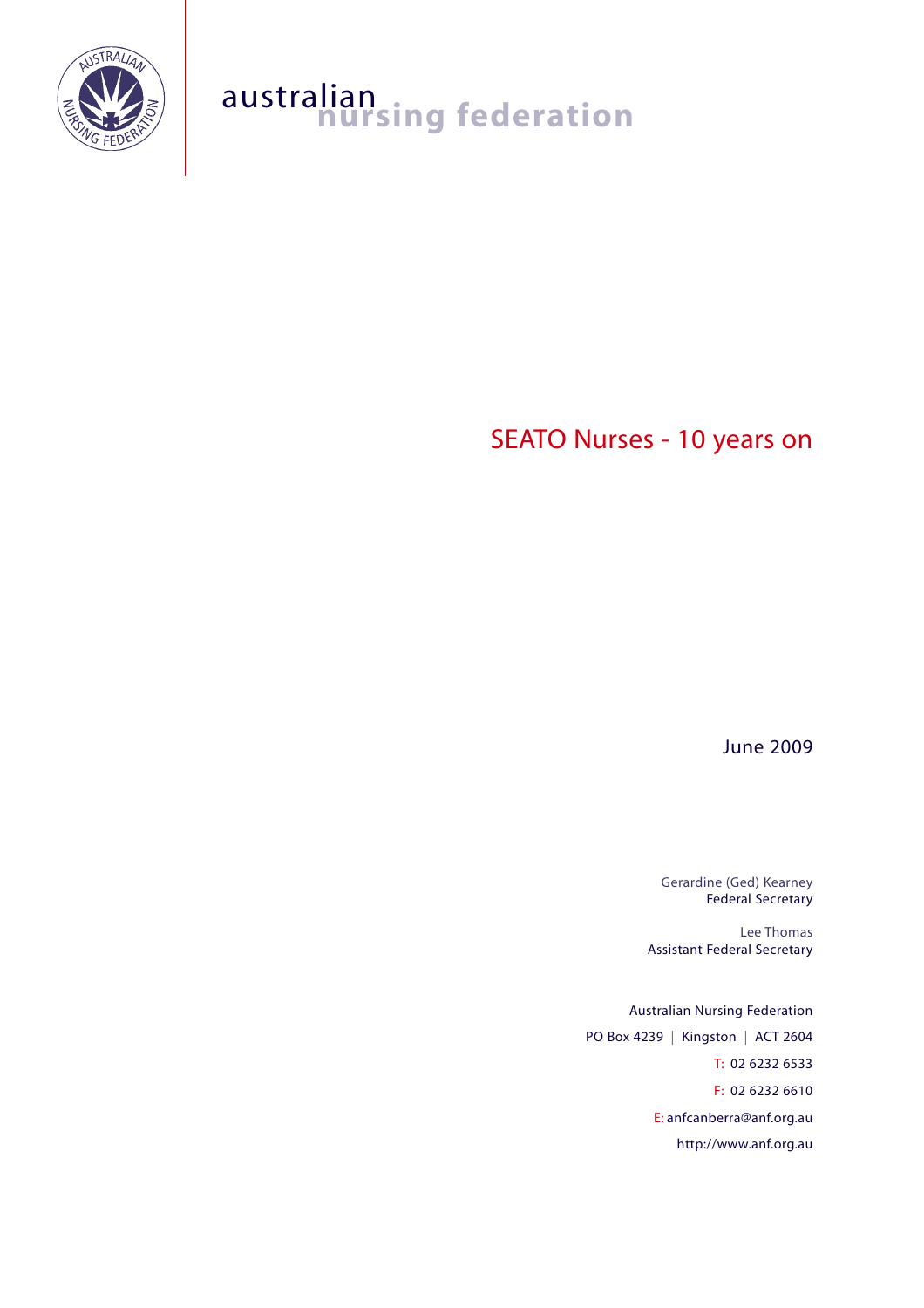australian nursing federation

# SEATO Nurses - 10 years on

June 2009

Gerardine (Ged) Kearney
Federal Secretary

Lee Thomas
Assistant Federal Secretary

Australian Nursing Federation
PO Box 4239 | Kingston | ACT 2604
T: 02 6232 6533
F: 02 6232 6610
E: anfcanberra@anf.org.au
http://www.anf.org.au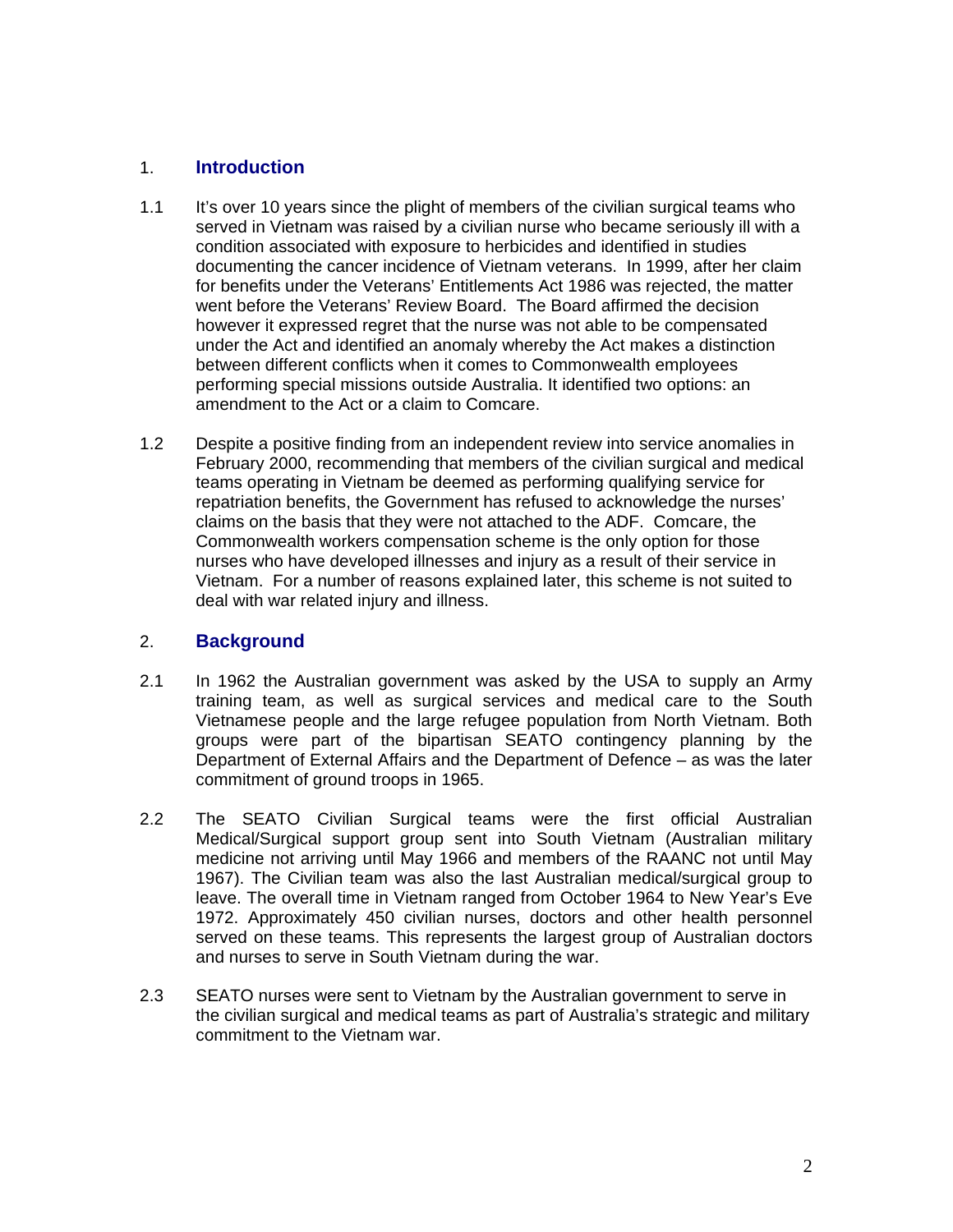## 1. Introduction

1.1 It's over 10 years since the plight of members of the civilian surgical teams who served in Vietnam was raised by a civilian nurse who became seriously ill with a condition associated with exposure to herbicides and identified in studies documenting the cancer incidence of Vietnam veterans. In 1999, after her claim for benefits under the Veterans' Entitlements Act 1986 was rejected, the matter went before the Veterans' Review Board. The Board affirmed the decision however it expressed regret that the nurse was not able to be compensated under the Act and identified an anomaly whereby the Act makes a distinction between different conflicts when it comes to Commonwealth employees performing special missions outside Australia. It identified two options: an amendment to the Act or a claim to Comcare.

1.2 Despite a positive finding from an independent review into service anomalies in February 2000, recommending that members of the civilian surgical and medical teams operating in Vietnam be deemed as performing qualifying service for repatriation benefits, the Government has refused to acknowledge the nurses' claims on the basis that they were not attached to the ADF. Comcare, the Commonwealth workers compensation scheme is the only option for those nurses who have developed illnesses and injury as a result of their service in Vietnam. For a number of reasons explained later, this scheme is not suited to deal with war related injury and illness.

## 2. Background

2.1 In 1962 the Australian government was asked by the USA to supply an Army training team, as well as surgical services and medical care to the South Vietnamese people and the large refugee population from North Vietnam. Both groups were part of the bipartisan SEATO contingency planning by the Department of External Affairs and the Department of Defence – as was the later commitment of ground troops in 1965.

2.2 The SEATO Civilian Surgical teams were the first official Australian Medical/Surgical support group sent into South Vietnam (Australian military medicine not arriving until May 1966 and members of the RAANC not until May 1967). The Civilian team was also the last Australian medical/surgical group to leave. The overall time in Vietnam ranged from October 1964 to New Year's Eve 1972. Approximately 450 civilian nurses, doctors and other health personnel served on these teams. This represents the largest group of Australian doctors and nurses to serve in South Vietnam during the war.

2.3 SEATO nurses were sent to Vietnam by the Australian government to serve in the civilian surgical and medical teams as part of Australia's strategic and military commitment to the Vietnam war.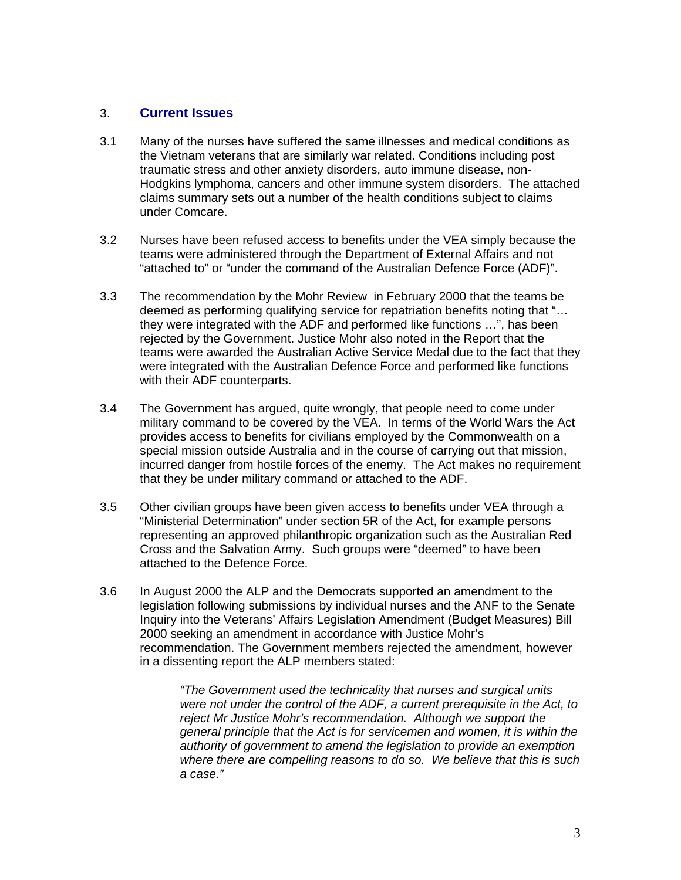## 3. Current Issues

3.1 Many of the nurses have suffered the same illnesses and medical conditions as the Vietnam veterans that are similarly war related. Conditions including post traumatic stress and other anxiety disorders, auto immune disease, non-Hodgkins lymphoma, cancers and other immune system disorders. The attached claims summary sets out a number of the health conditions subject to claims under Comcare.

3.2 Nurses have been refused access to benefits under the VEA simply because the teams were administered through the Department of External Affairs and not "attached to" or "under the command of the Australian Defence Force (ADF)".

3.3 The recommendation by the Mohr Review in February 2000 that the teams be deemed as performing qualifying service for repatriation benefits noting that "… they were integrated with the ADF and performed like functions …", has been rejected by the Government. Justice Mohr also noted in the Report that the teams were awarded the Australian Active Service Medal due to the fact that they were integrated with the Australian Defence Force and performed like functions with their ADF counterparts.

3.4 The Government has argued, quite wrongly, that people need to come under military command to be covered by the VEA. In terms of the World Wars the Act provides access to benefits for civilians employed by the Commonwealth on a special mission outside Australia and in the course of carrying out that mission, incurred danger from hostile forces of the enemy. The Act makes no requirement that they be under military command or attached to the ADF.

3.5 Other civilian groups have been given access to benefits under VEA through a "Ministerial Determination" under section 5R of the Act, for example persons representing an approved philanthropic organization such as the Australian Red Cross and the Salvation Army. Such groups were "deemed" to have been attached to the Defence Force.

3.6 In August 2000 the ALP and the Democrats supported an amendment to the legislation following submissions by individual nurses and the ANF to the Senate Inquiry into the Veterans' Affairs Legislation Amendment (Budget Measures) Bill 2000 seeking an amendment in accordance with Justice Mohr's recommendation. The Government members rejected the amendment, however in a dissenting report the ALP members stated:

> *"The Government used the technicality that nurses and surgical units were not under the control of the ADF, a current prerequisite in the Act, to reject Mr Justice Mohr's recommendation. Although we support the general principle that the Act is for servicemen and women, it is within the authority of government to amend the legislation to provide an exemption where there are compelling reasons to do so. We believe that this is such a case."*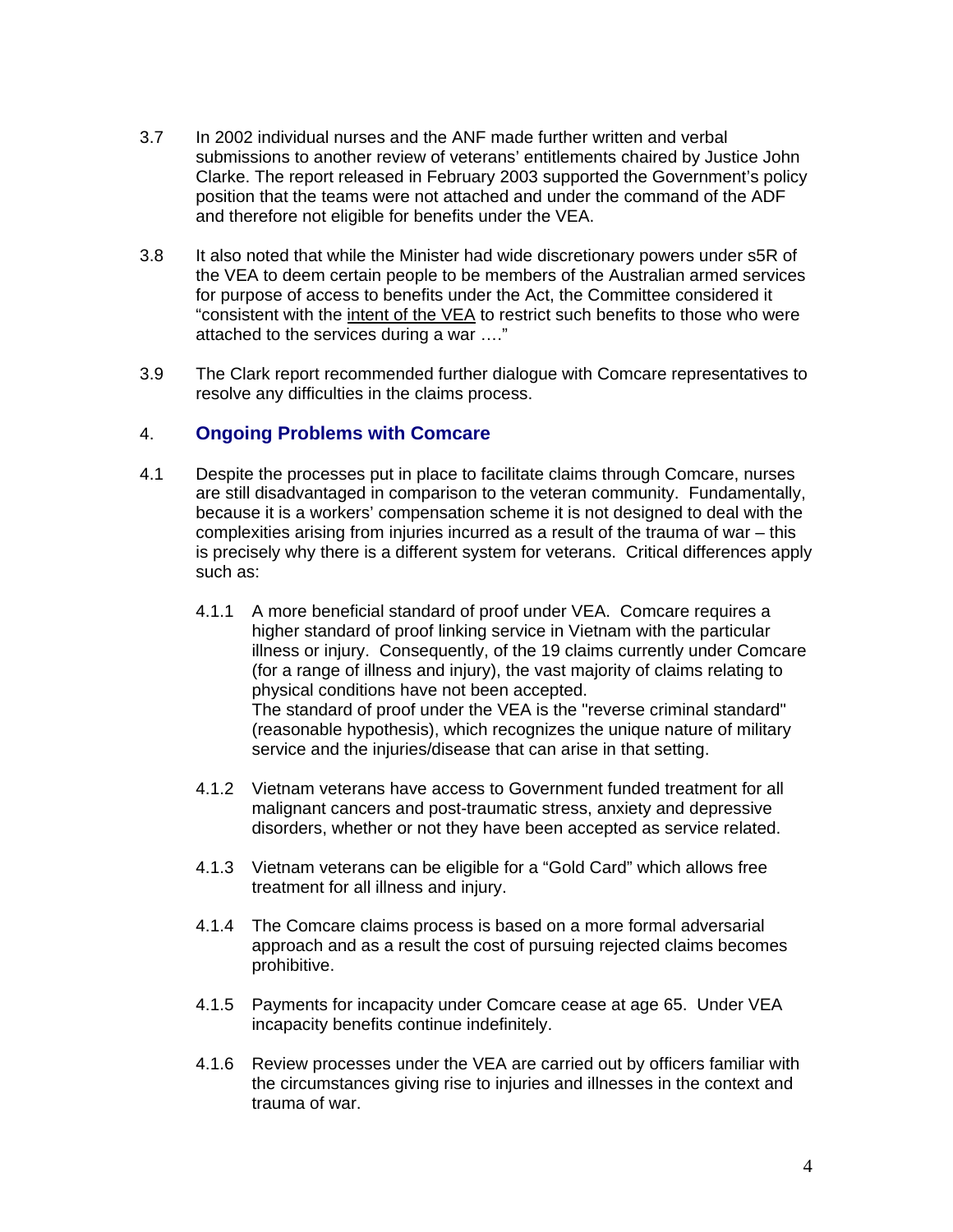3.7 In 2002 individual nurses and the ANF made further written and verbal submissions to another review of veterans' entitlements chaired by Justice John Clarke. The report released in February 2003 supported the Government's policy position that the teams were not attached and under the command of the ADF and therefore not eligible for benefits under the VEA.

3.8 It also noted that while the Minister had wide discretionary powers under s5R of the VEA to deem certain people to be members of the Australian armed services for purpose of access to benefits under the Act, the Committee considered it "consistent with the intent of the VEA to restrict such benefits to those who were attached to the services during a war …."

3.9 The Clark report recommended further dialogue with Comcare representatives to resolve any difficulties in the claims process.

## 4. Ongoing Problems with Comcare

4.1 Despite the processes put in place to facilitate claims through Comcare, nurses are still disadvantaged in comparison to the veteran community. Fundamentally, because it is a workers' compensation scheme it is not designed to deal with the complexities arising from injuries incurred as a result of the trauma of war – this is precisely why there is a different system for veterans. Critical differences apply such as:

4.1.1 A more beneficial standard of proof under VEA. Comcare requires a higher standard of proof linking service in Vietnam with the particular illness or injury. Consequently, of the 19 claims currently under Comcare (for a range of illness and injury), the vast majority of claims relating to physical conditions have not been accepted.
The standard of proof under the VEA is the "reverse criminal standard" (reasonable hypothesis), which recognizes the unique nature of military service and the injuries/disease that can arise in that setting.

4.1.2 Vietnam veterans have access to Government funded treatment for all malignant cancers and post-traumatic stress, anxiety and depressive disorders, whether or not they have been accepted as service related.

4.1.3 Vietnam veterans can be eligible for a "Gold Card" which allows free treatment for all illness and injury.

4.1.4 The Comcare claims process is based on a more formal adversarial approach and as a result the cost of pursuing rejected claims becomes prohibitive.

4.1.5 Payments for incapacity under Comcare cease at age 65. Under VEA incapacity benefits continue indefinitely.

4.1.6 Review processes under the VEA are carried out by officers familiar with the circumstances giving rise to injuries and illnesses in the context and trauma of war.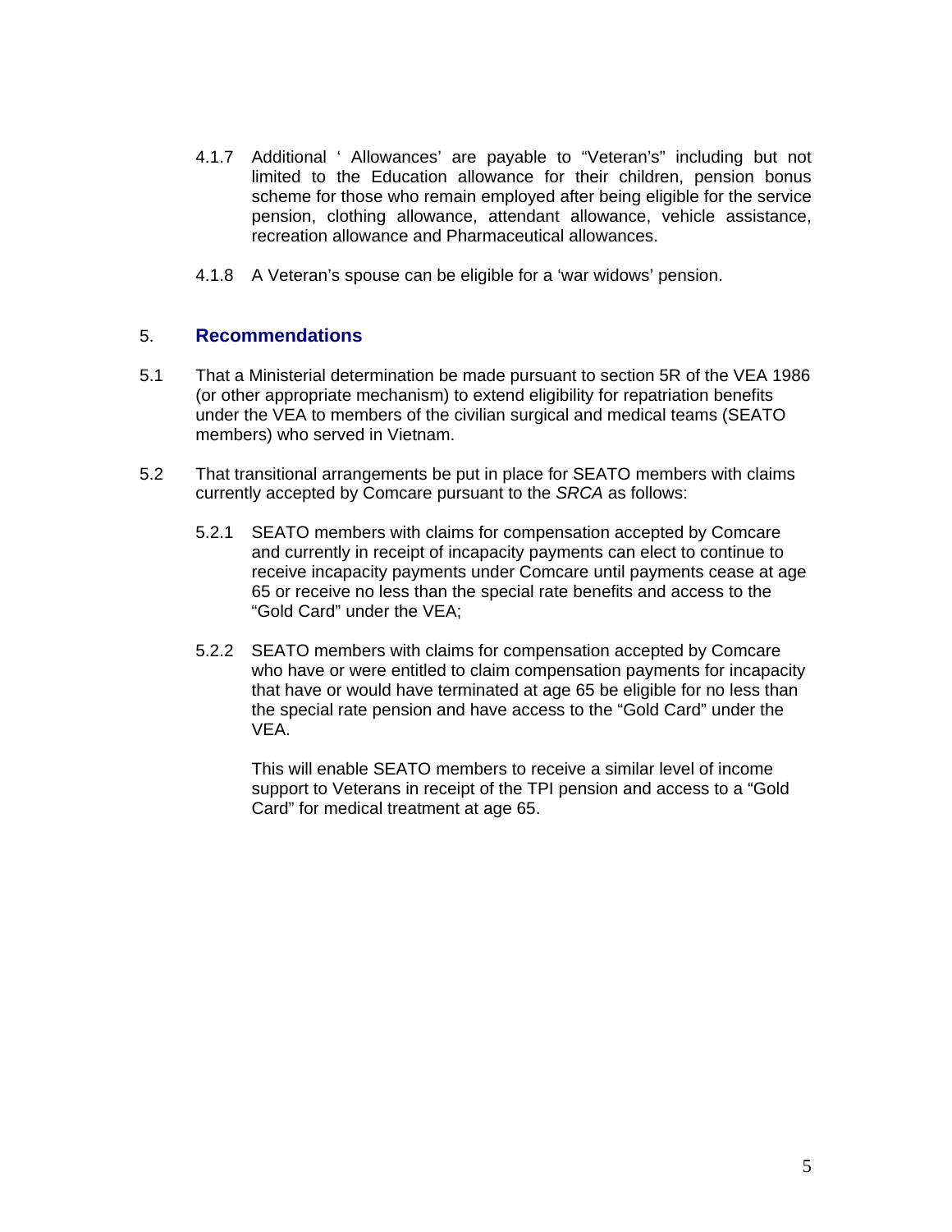4.1.7 Additional ‘ Allowances’ are payable to “Veteran’s” including but not limited to the Education allowance for their children, pension bonus scheme for those who remain employed after being eligible for the service pension, clothing allowance, attendant allowance, vehicle assistance, recreation allowance and Pharmaceutical allowances.

4.1.8 A Veteran’s spouse can be eligible for a ‘war widows’ pension.

## 5. Recommendations

5.1 That a Ministerial determination be made pursuant to section 5R of the VEA 1986 (or other appropriate mechanism) to extend eligibility for repatriation benefits under the VEA to members of the civilian surgical and medical teams (SEATO members) who served in Vietnam.

5.2 That transitional arrangements be put in place for SEATO members with claims currently accepted by Comcare pursuant to the *SRCA* as follows:

5.2.1 SEATO members with claims for compensation accepted by Comcare and currently in receipt of incapacity payments can elect to continue to receive incapacity payments under Comcare until payments cease at age 65 or receive no less than the special rate benefits and access to the “Gold Card” under the VEA;

5.2.2 SEATO members with claims for compensation accepted by Comcare who have or were entitled to claim compensation payments for incapacity that have or would have terminated at age 65 be eligible for no less than the special rate pension and have access to the “Gold Card” under the VEA.

This will enable SEATO members to receive a similar level of income support to Veterans in receipt of the TPI pension and access to a “Gold Card” for medical treatment at age 65.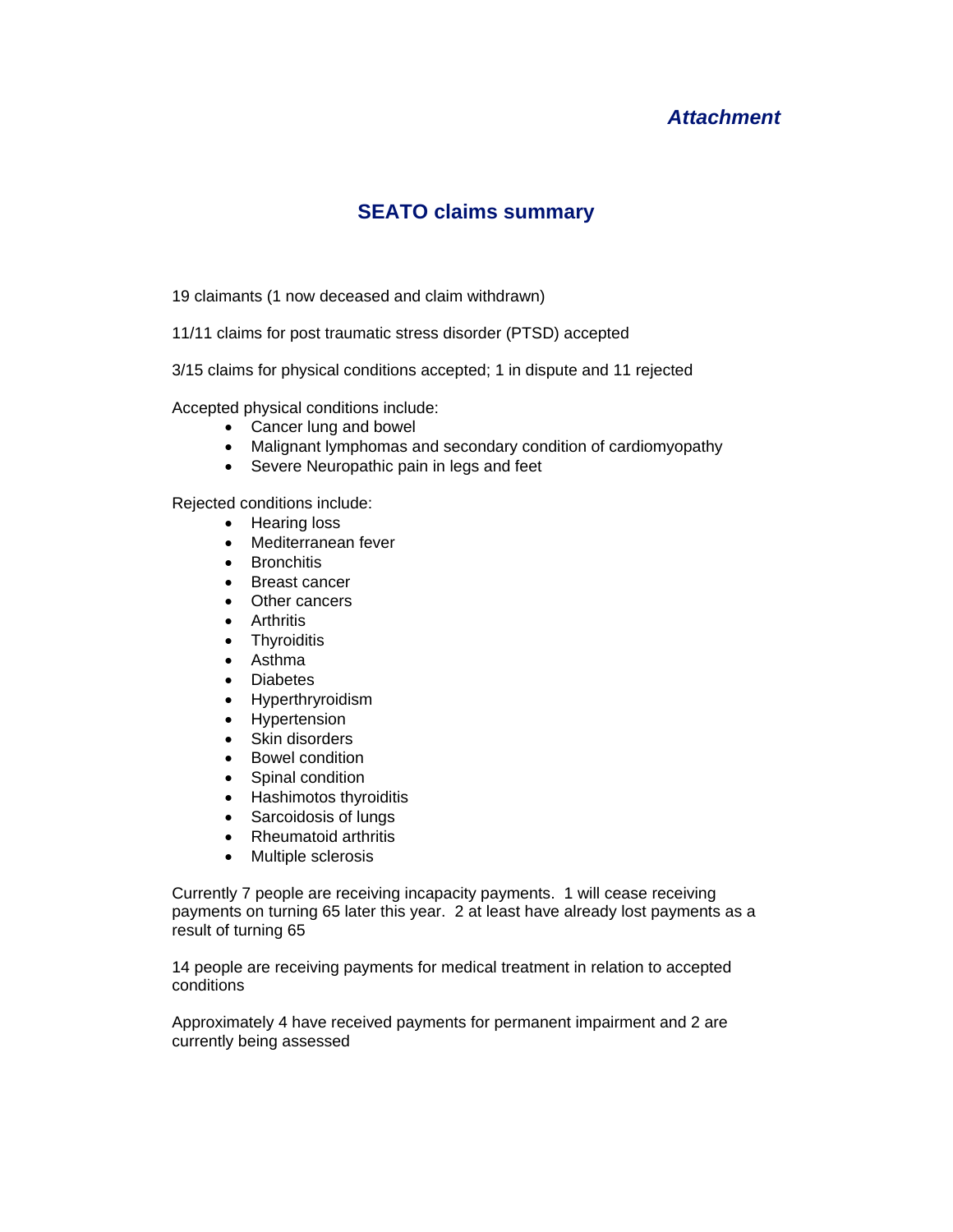*Attachment*

## SEATO claims summary

19 claimants (1 now deceased and claim withdrawn)

11/11 claims for post traumatic stress disorder (PTSD) accepted

3/15 claims for physical conditions accepted; 1 in dispute and 11 rejected

Accepted physical conditions include:

- Cancer lung and bowel
- Malignant lymphomas and secondary condition of cardiomyopathy
- Severe Neuropathic pain in legs and feet

Rejected conditions include:

- Hearing loss
- Mediterranean fever
- Bronchitis
- Breast cancer
- Other cancers
- Arthritis
- Thyroiditis
- Asthma
- Diabetes
- Hyperthryroidism
- Hypertension
- Skin disorders
- Bowel condition
- Spinal condition
- Hashimotos thyroiditis
- Sarcoidosis of lungs
- Rheumatoid arthritis
- Multiple sclerosis

Currently 7 people are receiving incapacity payments. 1 will cease receiving payments on turning 65 later this year. 2 at least have already lost payments as a result of turning 65

14 people are receiving payments for medical treatment in relation to accepted conditions

Approximately 4 have received payments for permanent impairment and 2 are currently being assessed